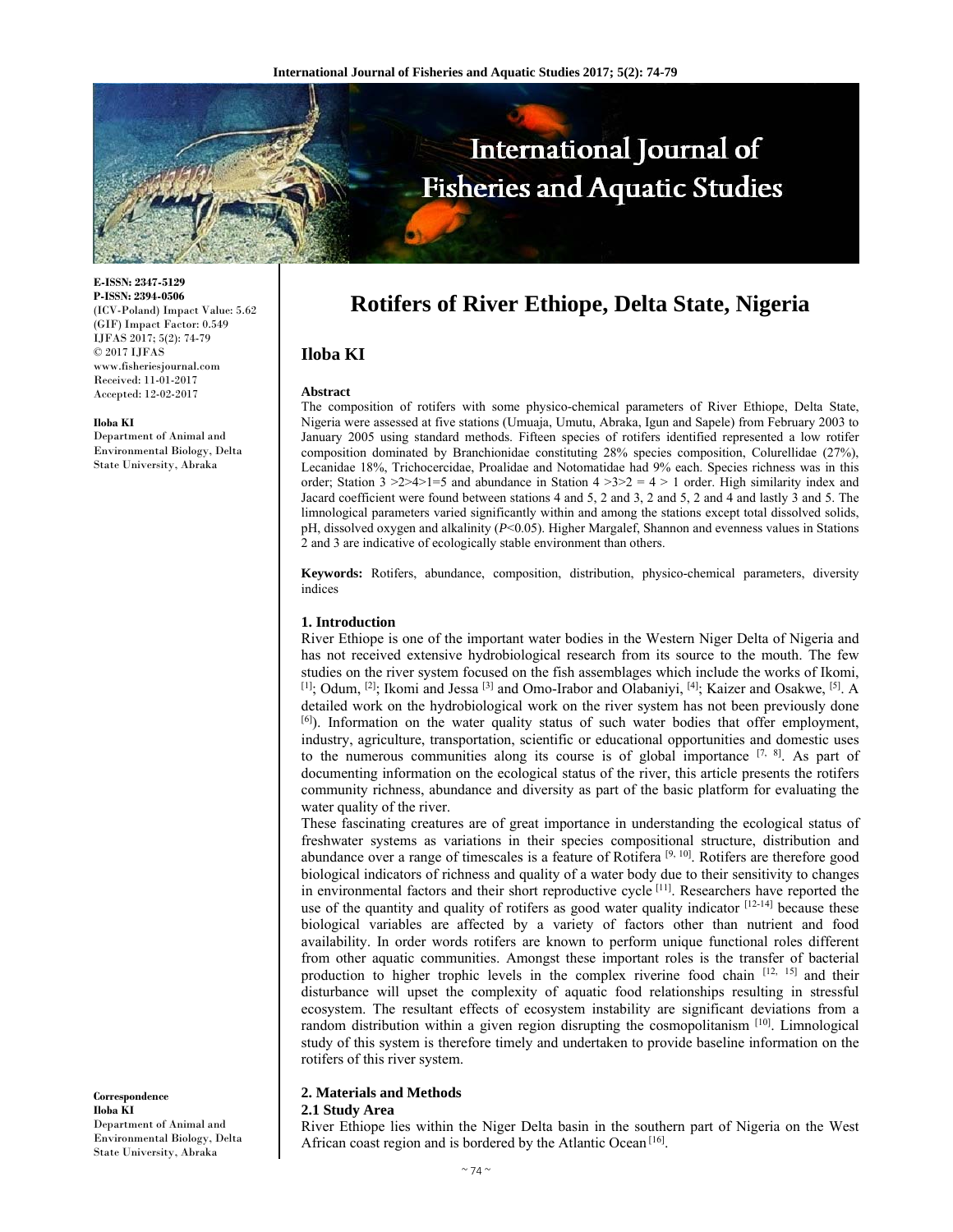E-ISSN: 2347-5129
P-ISSN: 2394-0506
(ICV-Poland) Impact Value: 5.62
(GIF) Impact Factor: 0.549
IJFAS 2017; 5(2): 74-79
© 2017 IJFAS
www.fisheriesjournal.com
Received: 11-01-2017
Accepted: 12-02-2017

**Iloba KI**
Department of Animal and Environmental Biology, Delta State University, Abraka

**Correspondence**
**Iloba KI**
Department of Animal and Environmental Biology, Delta State University, Abraka

# Rotifers of River Ethiope, Delta State, Nigeria

## Iloba KI

**Abstract**

The composition of rotifers with some physico-chemical parameters of River Ethiope, Delta State, Nigeria were assessed at five stations (Umuaja, Umutu, Abraka, Igun and Sapele) from February 2003 to January 2005 using standard methods. Fifteen species of rotifers identified represented a low rotifer composition dominated by Branchionidae constituting 28% species composition, Colurellidae (27%), Lecanidae 18%, Trichocercidae, Proalidae and Notomatidae had 9% each. Species richness was in this order; Station 3 >2>4>1=5 and abundance in Station 4 >3>2 = 4 > 1 order. High similarity index and Jacard coefficient were found between stations 4 and 5, 2 and 3, 2 and 5, 2 and 4 and lastly 3 and 5. The limnological parameters varied significantly within and among the stations except total dissolved solids, pH, dissolved oxygen and alkalinity ($P<0.05$). Higher Margalef, Shannon and evenness values in Stations 2 and 3 are indicative of ecologically stable environment than others.

**Keywords:** Rotifers, abundance, composition, distribution, physico-chemical parameters, diversity indices

### 1. Introduction

River Ethiope is one of the important water bodies in the Western Niger Delta of Nigeria and has not received extensive hydrobiological research from its source to the mouth. The few studies on the river system focused on the fish assemblages which include the works of Ikomi, [1]; Odum, [2]; Ikomi and Jessa [3] and Omo-Irabor and Olabaniyi, [4]; Kaizer and Osakwe, [5]. A detailed work on the hydrobiological work on the river system has not been previously done [6]). Information on the water quality status of such water bodies that offer employment, industry, agriculture, transportation, scientific or educational opportunities and domestic uses to the numerous communities along its course is of global importance [7, 8]. As part of documenting information on the ecological status of the river, this article presents the rotifers community richness, abundance and diversity as part of the basic platform for evaluating the water quality of the river.

These fascinating creatures are of great importance in understanding the ecological status of freshwater systems as variations in their species compositional structure, distribution and abundance over a range of timescales is a feature of Rotifera [9, 10]. Rotifers are therefore good biological indicators of richness and quality of a water body due to their sensitivity to changes in environmental factors and their short reproductive cycle [11]. Researchers have reported the use of the quantity and quality of rotifers as good water quality indicator [12-14] because these biological variables are affected by a variety of factors other than nutrient and food availability. In order words rotifers are known to perform unique functional roles different from other aquatic communities. Amongst these important roles is the transfer of bacterial production to higher trophic levels in the complex riverine food chain [12, 15] and their disturbance will upset the complexity of aquatic food relationships resulting in stressful ecosystem. The resultant effects of ecosystem instability are significant deviations from a random distribution within a given region disrupting the cosmopolitanism [10]. Limnological study of this system is therefore timely and undertaken to provide baseline information on the rotifers of this river system.

### 2. Materials and Methods

#### 2.1 Study Area

River Ethiope lies within the Niger Delta basin in the southern part of Nigeria on the West African coast region and is bordered by the Atlantic Ocean [16].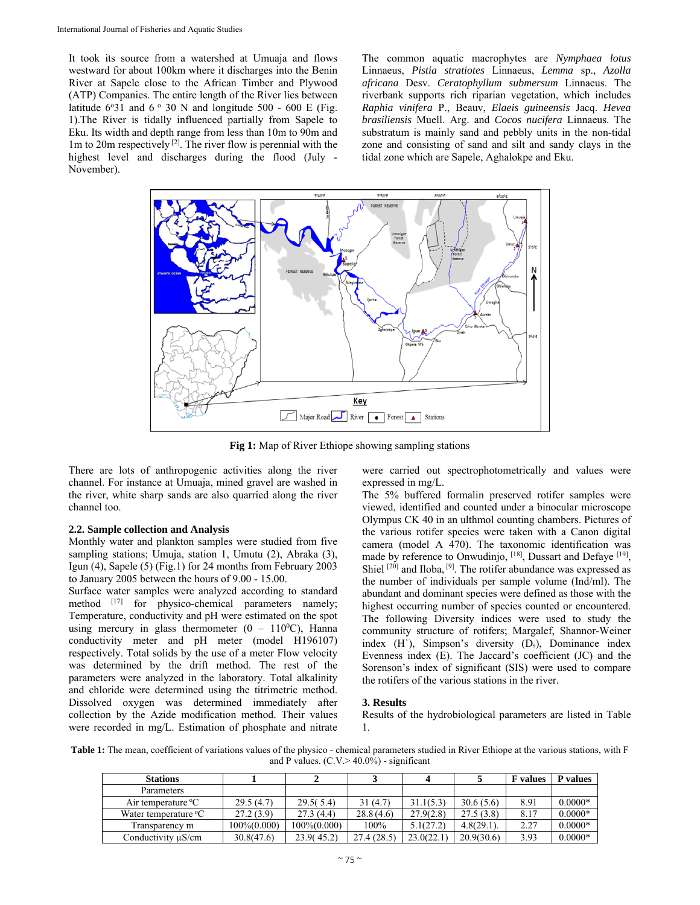It took its source from a watershed at Umuaja and flows westward for about 100km where it discharges into the Benin River at Sapele close to the African Timber and Plywood (ATP) Companies. The entire length of the River lies between latitude 6°31 and 6 ° 30 N and longitude 500 - 600 E (Fig. 1).The River is tidally influenced partially from Sapele to Eku. Its width and depth range from less than 10m to 90m and 1m to 20m respectively [2]. The river flow is perennial with the highest level and discharges during the flood (July - November).

The common aquatic macrophytes are *Nymphaea lotus* Linnaeus, *Pistia stratiotes* Linnaeus, *Lemma* sp., *Azolla africana* Desv. *Ceratophyllum submersum* Linnaeus. The riverbank supports rich riparian vegetation, which includes *Raphia vinifera* P., Beauv, *Elaeis guineensis* Jacq. *Hevea brasiliensis* Muell. Arg. and *Cocos nucifera* Linnaeus. The substratum is mainly sand and pebbly units in the non-tidal zone and consisting of sand and silt and sandy clays in the tidal zone which are Sapele, Aghalokpe and Eku.

**Fig 1:** Map of River Ethiope showing sampling stations

There are lots of anthropogenic activities along the river channel. For instance at Umuaja, mined gravel are washed in the river, white sharp sands are also quarried along the river channel too.

### 2.2. Sample collection and Analysis

Monthly water and plankton samples were studied from five sampling stations; Umuja, station 1, Umutu (2), Abraka (3), Igun (4), Sapele (5) (Fig.1) for 24 months from February 2003 to January 2005 between the hours of 9.00 - 15.00.

Surface water samples were analyzed according to standard method [17] for physico-chemical parameters namely; Temperature, conductivity and pH were estimated on the spot using mercury in glass thermometer (0 – 110°C), Hanna conductivity meter and pH meter (model H196107) respectively. Total solids by the use of a meter Flow velocity was determined by the drift method. The rest of the parameters were analyzed in the laboratory. Total alkalinity and chloride were determined using the titrimetric method. Dissolved oxygen was determined immediately after collection by the Azide modification method. Their values were recorded in mg/L. Estimation of phosphate and nitrate were carried out spectrophotometrically and values were expressed in mg/L.

The 5% buffered formalin preserved rotifer samples were viewed, identified and counted under a binocular microscope Olympus CK 40 in an ulthmol counting chambers. Pictures of the various rotifer species were taken with a Canon digital camera (model A 470). The taxonomic identification was made by reference to Onwudinjo, [18], Dussart and Defaye [19], Shiel [20] and Iloba, [9]. The rotifer abundance was expressed as the number of individuals per sample volume (Ind/ml). The abundant and dominant species were defined as those with the highest occurring number of species counted or encountered.

The following Diversity indices were used to study the community structure of rotifers; Margalef, Shannor-Weiner index (H`), Simpson's diversity ($D_s$), Dominance index Evenness index (E). The Jaccard's coefficient (JC) and the Sorenson's index of significant (SIS) were used to compare the rotifers of the various stations in the river.

## 3. Results

Results of the hydrobiological parameters are listed in Table 1.

**Table 1:** The mean, coefficient of variations values of the physico - chemical parameters studied in River Ethiope at the various stations, with F and P values. (C.V.> 40.0%) - significant

| Stations | 1 | 2 | 3 | 4 | 5 | F values | P values |
|---|---|---|---|---|---|---|---|
| Parameters | | | | | | | |
| Air temperature °C | 29.5 (4.7) | 29.5( 5.4) | 31 (4.7) | 31.1(5.3) | 30.6 (5.6) | 8.91 | 0.0000* |
| Water temperature °C | 27.2 (3.9) | 27.3 (4.4) | 28.8 (4.6) | 27.9(2.8) | 27.5 (3.8) | 8.17 | 0.0000* |
| Transparency m | 100%(0.000) | 100%(0.000) | 100% | 5.1(27.2) | 4.8(29.1). | 2.27 | 0.0000* |
| Conductivity µS/cm | 30.8(47.6) | 23.9( 45.2) | 27.4 (28.5) | 23.0(22.1) | 20.9(30.6) | 3.93 | 0.0000* |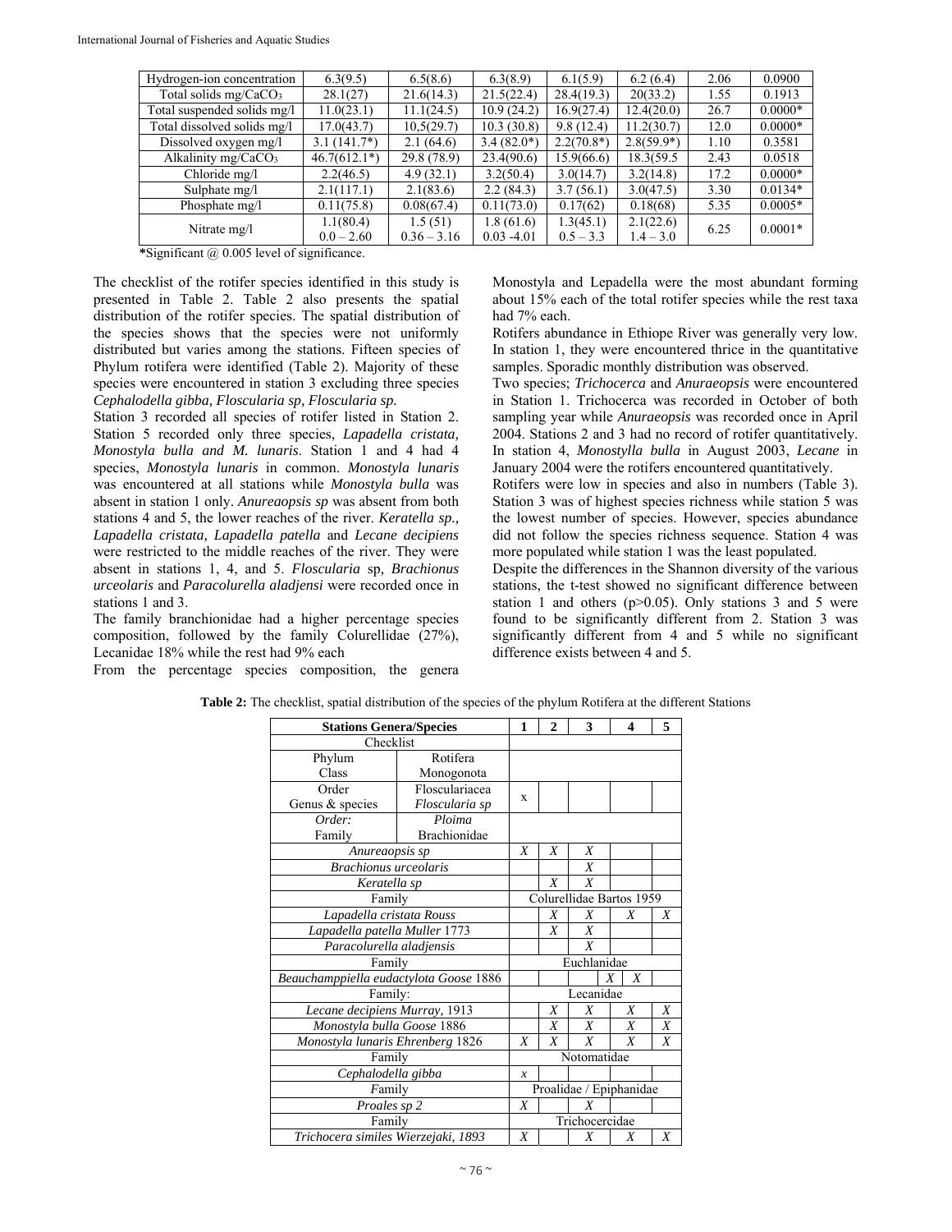| | | | | | | | |
|---|---|---|---|---|---|---|---|
| Hydrogen-ion concentration | 6.3(9.5) | 6.5(8.6) | 6.3(8.9) | 6.1(5.9) | 6.2 (6.4) | 2.06 | 0.0900 |
| Total solids mg/$CaCO_3$ | 28.1(27) | 21.6(14.3) | 21.5(22.4) | 28.4(19.3) | 20(33.2) | 1.55 | 0.1913 |
| Total suspended solids mg/l | 11.0(23.1) | 11.1(24.5) | 10.9 (24.2) | 16.9(27.4) | 12.4(20.0) | 26.7 | 0.0000* |
| Total dissolved solids mg/l | 17.0(43.7) | 10,5(29.7) | 10.3 (30.8) | 9.8 (12.4) | 11.2(30.7) | 12.0 | 0.0000* |
| Dissolved oxygen mg/l | 3.1 (141.7*) | 2.1 (64.6) | 3.4 (82.0*) | 2.2(70.8*) | 2.8(59.9*) | 1.10 | 0.3581 |
| Alkalinity mg/$CaCO_3$ | 46.7(612.1*) | 29.8 (78.9) | 23.4(90.6) | 15.9(66.6) | 18.3(59.5 | 2.43 | 0.0518 |
| Chloride mg/l | 2.2(46.5) | 4.9 (32.1) | 3.2(50.4) | 3.0(14.7) | 3.2(14.8) | 17.2 | 0.0000* |
| Sulphate mg/l | 2.1(117.1) | 2.1(83.6) | 2.2 (84.3) | 3.7 (56.1) | 3.0(47.5) | 3.30 | 0.0134* |
| Phosphate mg/l | 0.11(75.8) | 0.08(67.4) | 0.11(73.0) | 0.17(62) | 0.18(68) | 5.35 | 0.0005* |
| Nitrate mg/l | 1.1(80.4) 0.0 – 2.60 | 1.5 (51) 0.36 – 3.16 | 1.8 (61.6) 0.03 -4.01 | 1.3(45.1) 0.5 – 3.3 | 2.1(22.6) 1.4 – 3.0 | 6.25 | 0.0001* |

*Significant @ 0.005 level of significance.

The checklist of the rotifer species identified in this study is presented in Table 2. Table 2 also presents the spatial distribution of the rotifer species. The spatial distribution of the species shows that the species were not uniformly distributed but varies among the stations. Fifteen species of Phylum rotifera were identified (Table 2). Majority of these species were encountered in station 3 excluding three species *Cephalodella gibba, Floscularia sp, Floscularia sp.*

Station 3 recorded all species of rotifer listed in Station 2. Station 5 recorded only three species, *Lapadella cristata, Monostyla bulla and M. lunaris*. Station 1 and 4 had 4 species, *Monostyla lunaris* in common. *Monostyla lunaris* was encountered at all stations while *Monostyla bulla* was absent in station 1 only. *Anureaopsis sp* was absent from both stations 4 and 5, the lower reaches of the river. *Keratella sp., Lapadella cristata, Lapadella patella* and *Lecane decipiens* were restricted to the middle reaches of the river. They were absent in stations 1, 4, and 5. *Floscularia* sp, *Brachionus urceolaris* and *Paracolurella aladjensi* were recorded once in stations 1 and 3.

The family branchionidae had a higher percentage species composition, followed by the family Colurellidae (27%), Lecanidae 18% while the rest had 9% each

From the percentage species composition, the genera Monostyla and Lepadella were the most abundant forming about 15% each of the total rotifer species while the rest taxa had 7% each.

Rotifers abundance in Ethiope River was generally very low. In station 1, they were encountered thrice in the quantitative samples. Sporadic monthly distribution was observed.

Two species; *Trichocerca* and *Anuraeopsis* were encountered in Station 1. Trichocerca was recorded in October of both sampling year while *Anuraeopsis* was recorded once in April 2004. Stations 2 and 3 had no record of rotifer quantitatively. In station 4, *Monostylla bulla* in August 2003, *Lecane* in January 2004 were the rotifers encountered quantitatively.

Rotifers were low in species and also in numbers (Table 3). Station 3 was of highest species richness while station 5 was the lowest number of species. However, species abundance did not follow the species richness sequence. Station 4 was more populated while station 1 was the least populated.

Despite the differences in the Shannon diversity of the various stations, the t-test showed no significant difference between station 1 and others ($p>0.05$). Only stations 3 and 5 were found to be significantly different from 2. Station 3 was significantly different from 4 and 5 while no significant difference exists between 4 and 5.

**Table 2:** The checklist, spatial distribution of the species of the phylum Rotifera at the different Stations

| Stations Genera/Species | | 1 | 2 | 3 | 4 | 5 |
|---|---|---|---|---|---|---|
| Checklist | | | | | | |
| Phylum | Rotifera | | | | | |
| Class | Monogonota | | | | | |
| Order | Flosculariacea | | | | | |
| Genus & species | *Floscularia sp* | x | | | | |
| *Order:* | *Ploima* | | | | | |
| Family | Brachionidae | | | | | |
| *Anureaopsis sp* | | X | X | X | | |
| *Brachionus urceolaris* | | | | X | | |
| *Keratella sp* | | | X | X | | |
| Family | | Colurellidae Bartos 1959 | | | | |
| *Lapadella cristata Rouss* | | | X | X | X | X |
| *Lapadella patella Muller* 1773 | | | X | X | | |
| *Paracolurella aladjensis* | | | | X | | |
| Family | | Euchlanidae | | | | |
| *Beauchamppiella eudactylota Goose* 1886 | | | | X | X | |
| Family: | | Lecanidae | | | | |
| *Lecane decipiens Murray,* 1913 | | | X | X | X | X |
| *Monostyla bulla Goose* 1886 | | | X | X | X | X |
| *Monostyla lunaris Ehrenberg* 1826 | | X | X | X | X | X |
| Family | | Notomatidae | | | | |
| *Cephalodella gibba* | | x | | | | |
| Family | | Proalidae / Epiphanidae | | | | |
| *Proales sp 2* | | X | | X | | |
| Family | | Trichocercidae | | | | |
| *Trichocera similes Wierzejaki, 1893* | | X | | X | X | X |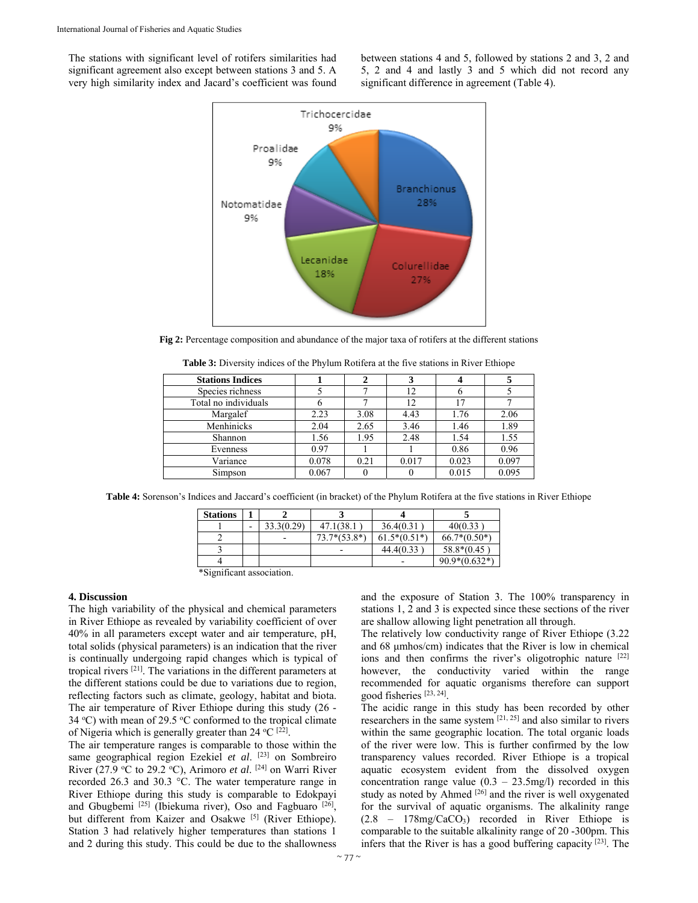The stations with significant level of rotifers similarities had significant agreement also except between stations 3 and 5. A very high similarity index and Jacard's coefficient was found between stations 4 and 5, followed by stations 2 and 3, 2 and 5, 2 and 4 and lastly 3 and 5 which did not record any significant difference in agreement (Table 4).

**Fig 2:** Percentage composition and abundance of the major taxa of rotifers at the different stations

**Table 3:** Diversity indices of the Phylum Rotifera at the five stations in River Ethiope

| Stations Indices | 1 | 2 | 3 | 4 | 5 |
|---|---|---|---|---|---|
| Species richness | 5 | 7 | 12 | 6 | 5 |
| Total no individuals | 6 | 7 | 12 | 17 | 7 |
| Margalef | 2.23 | 3.08 | 4.43 | 1.76 | 2.06 |
| Menhinicks | 2.04 | 2.65 | 3.46 | 1.46 | 1.89 |
| Shannon | 1.56 | 1.95 | 2.48 | 1.54 | 1.55 |
| Evenness | 0.97 | 1 | 1 | 0.86 | 0.96 |
| Variance | 0.078 | 0.21 | 0.017 | 0.023 | 0.097 |
| Simpson | 0.067 | 0 | 0 | 0.015 | 0.095 |

**Table 4:** Sorenson's Indices and Jaccard's coefficient (in bracket) of the Phylum Rotifera at the five stations in River Ethiope

| Stations | 1 | 2 | 3 | 4 | 5 |
|---|---|---|---|---|---|
| 1 | - | 33.3(0.29) | 47.1(38.1 ) | 36.4(0.31 ) | 40(0.33 ) |
| 2 | | - | 73.7*(53.8*) | 61.5*(0.51*) | 66.7*(0.50*) |
| 3 | | | - | 44.4(0.33 ) | 58.8*(0.45 ) |
| 4 | | | | - | 90.9*(0.632*) |

*Significant association.

## 4. Discussion

The high variability of the physical and chemical parameters in River Ethiope as revealed by variability coefficient of over 40% in all parameters except water and air temperature, pH, total solids (physical parameters) is an indication that the river is continually undergoing rapid changes which is typical of tropical rivers [21]. The variations in the different parameters at the different stations could be due to variations due to region, reflecting factors such as climate, geology, habitat and biota. The air temperature of River Ethiope during this study (26 - 34 ºC) with mean of 29.5 ºC conformed to the tropical climate of Nigeria which is generally greater than 24 ºC [22].

The air temperature ranges is comparable to those within the same geographical region Ezekiel *et al*. [23] on Sombreiro River (27.9 ºC to 29.2 ºC), Arimoro *et al*. [24] on Warri River recorded 26.3 and 30.3 °C. The water temperature range in River Ethiope during this study is comparable to Edokpayi and Gbugbemi [25] (Ibiekuma river), Oso and Fagbuaro [26], but different from Kaizer and Osakwe [5] (River Ethiope). Station 3 had relatively higher temperatures than stations 1 and 2 during this study. This could be due to the shallowness and the exposure of Station 3. The 100% transparency in stations 1, 2 and 3 is expected since these sections of the river are shallow allowing light penetration all through.

The relatively low conductivity range of River Ethiope (3.22 and 68 µmhos/cm) indicates that the River is low in chemical ions and then confirms the river's oligotrophic nature [22] however, the conductivity varied within the range recommended for aquatic organisms therefore can support good fisheries [23, 24].

The acidic range in this study has been recorded by other researchers in the same system [21, 25] and also similar to rivers within the same geographic location. The total organic loads of the river were low. This is further confirmed by the low transparency values recorded. River Ethiope is a tropical aquatic ecosystem evident from the dissolved oxygen concentration range value (0.3 – 23.5mg/l) recorded in this study as noted by Ahmed [26] and the river is well oxygenated for the survival of aquatic organisms. The alkalinity range (2.8 – 178mg/$CaCO_3$) recorded in River Ethiope is comparable to the suitable alkalinity range of 20 -300pm. This infers that the River is has a good buffering capacity [23]. The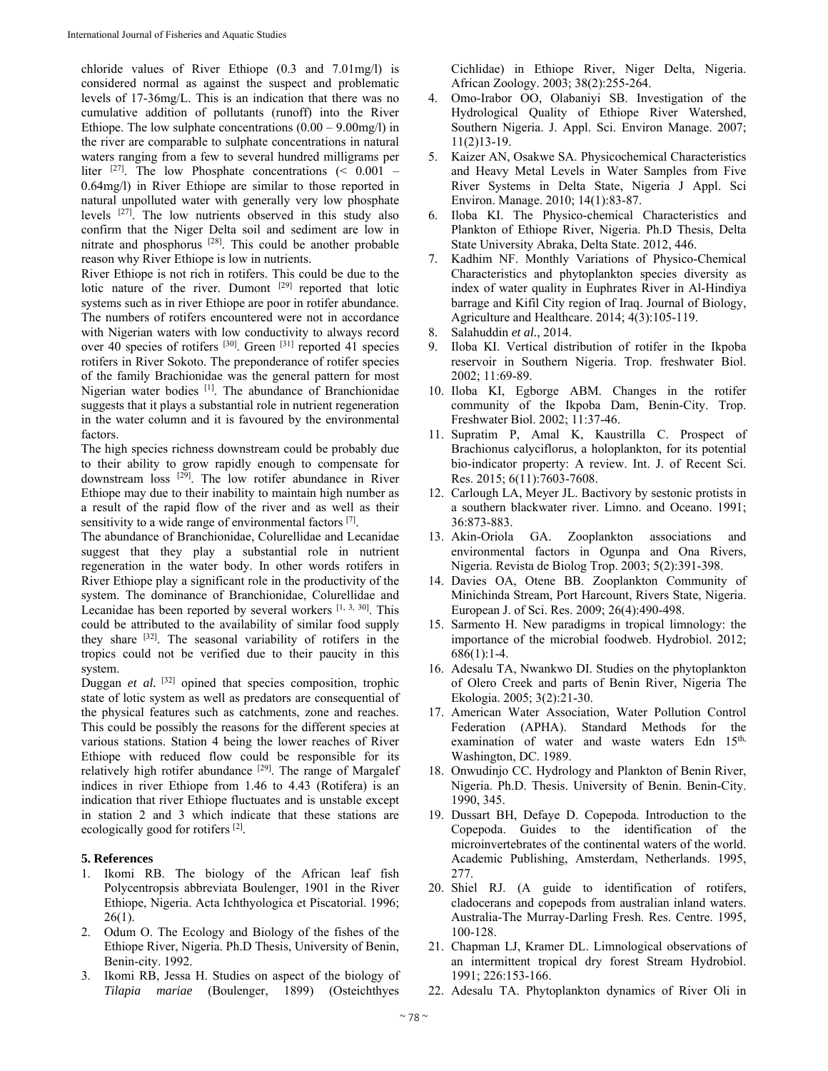chloride values of River Ethiope (0.3 and 7.01mg/l) is considered normal as against the suspect and problematic levels of 17-36mg/L. This is an indication that there was no cumulative addition of pollutants (runoff) into the River Ethiope. The low sulphate concentrations (0.00 – 9.00mg/l) in the river are comparable to sulphate concentrations in natural waters ranging from a few to several hundred milligrams per liter [27]. The low Phosphate concentrations (< 0.001 – 0.64mg/l) in River Ethiope are similar to those reported in natural unpolluted water with generally very low phosphate levels [27]. The low nutrients observed in this study also confirm that the Niger Delta soil and sediment are low in nitrate and phosphorus [28]. This could be another probable reason why River Ethiope is low in nutrients.

River Ethiope is not rich in rotifers. This could be due to the lotic nature of the river. Dumont [29] reported that lotic systems such as in river Ethiope are poor in rotifer abundance. The numbers of rotifers encountered were not in accordance with Nigerian waters with low conductivity to always record over 40 species of rotifers [30]. Green [31] reported 41 species rotifers in River Sokoto. The preponderance of rotifer species of the family Brachionidae was the general pattern for most Nigerian water bodies [1]. The abundance of Branchionidae suggests that it plays a substantial role in nutrient regeneration in the water column and it is favoured by the environmental factors.

The high species richness downstream could be probably due to their ability to grow rapidly enough to compensate for downstream loss [29]. The low rotifer abundance in River Ethiope may due to their inability to maintain high number as a result of the rapid flow of the river and as well as their sensitivity to a wide range of environmental factors [7].

The abundance of Branchionidae, Colurellidae and Lecanidae suggest that they play a substantial role in nutrient regeneration in the water body. In other words rotifers in River Ethiope play a significant role in the productivity of the system. The dominance of Branchionidae, Colurellidae and Lecanidae has been reported by several workers [1, 3, 30]. This could be attributed to the availability of similar food supply they share [32]. The seasonal variability of rotifers in the tropics could not be verified due to their paucity in this system.

Duggan *et al.* [32] opined that species composition, trophic state of lotic system as well as predators are consequential of the physical features such as catchments, zone and reaches. This could be possibly the reasons for the different species at various stations. Station 4 being the lower reaches of River Ethiope with reduced flow could be responsible for its relatively high rotifer abundance [29]. The range of Margalef indices in river Ethiope from 1.46 to 4.43 (Rotifera) is an indication that river Ethiope fluctuates and is unstable except in station 2 and 3 which indicate that these stations are ecologically good for rotifers [2].

## 5. References

1. Ikomi RB. The biology of the African leaf fish Polycentropsis abbreviata Boulenger, 1901 in the River Ethiope, Nigeria. Acta Ichthyologica et Piscatorial. 1996; 26(1).
2. Odum O. The Ecology and Biology of the fishes of the Ethiope River, Nigeria. Ph.D Thesis, University of Benin, Benin-city. 1992.
3. Ikomi RB, Jessa H. Studies on aspect of the biology of *Tilapia mariae* (Boulenger, 1899) (Osteichthyes Cichlidae) in Ethiope River, Niger Delta, Nigeria. African Zoology. 2003; 38(2):255-264.
4. Omo-Irabor OO, Olabaniyi SB. Investigation of the Hydrological Quality of Ethiope River Watershed, Southern Nigeria. J. Appl. Sci. Environ Manage. 2007; 11(2)13-19.
5. Kaizer AN, Osakwe SA. Physicochemical Characteristics and Heavy Metal Levels in Water Samples from Five River Systems in Delta State, Nigeria J Appl. Sci Environ. Manage. 2010; 14(1):83-87.
6. Iloba KI. The Physico-chemical Characteristics and Plankton of Ethiope River, Nigeria. Ph.D Thesis, Delta State University Abraka, Delta State. 2012, 446.
7. Kadhim NF. Monthly Variations of Physico-Chemical Characteristics and phytoplankton species diversity as index of water quality in Euphrates River in Al-Hindiya barrage and Kifil City region of Iraq. Journal of Biology, Agriculture and Healthcare. 2014; 4(3):105-119.
8. Salahuddin *et al.,* 2014.
9. Iloba KI. Vertical distribution of rotifer in the Ikpoba reservoir in Southern Nigeria. Trop. freshwater Biol. 2002; 11:69-89.
10. Iloba KI, Egborge ABM. Changes in the rotifer community of the Ikpoba Dam, Benin-City. Trop. Freshwater Biol. 2002; 11:37-46.
11. Supratim P, Amal K, Kaustrilla C. Prospect of Brachionus calyciflorus, a holoplankton, for its potential bio-indicator property: A review. Int. J. of Recent Sci. Res. 2015; 6(11):7603-7608.
12. Carlough LA, Meyer JL. Bactivory by sestonic protists in a southern blackwater river. Limno. and Oceano. 1991; 36:873-883.
13. Akin-Oriola GA. Zooplankton associations and environmental factors in Ogunpa and Ona Rivers, Nigeria. Revista de Biolog Trop. 2003; 5(2):391-398.
14. Davies OA, Otene BB. Zooplankton Community of Minichinda Stream, Port Harcount, Rivers State, Nigeria. European J. of Sci. Res. 2009; 26(4):490-498.
15. Sarmento H. New paradigms in tropical limnology: the importance of the microbial foodweb. Hydrobiol. 2012; 686(1):1-4.
16. Adesalu TA, Nwankwo DI. Studies on the phytoplankton of Olero Creek and parts of Benin River, Nigeria The Ekologia. 2005; 3(2):21-30.
17. American Water Association, Water Pollution Control Federation (APHA). Standard Methods for the examination of water and waste waters Edn 15th, Washington, DC. 1989.
18. Onwudinjo CC. Hydrology and Plankton of Benin River, Nigeria. Ph.D. Thesis. University of Benin. Benin-City. 1990, 345.
19. Dussart BH, Defaye D. Copepoda. Introduction to the Copepoda. Guides to the identification of the microinvertebrates of the continental waters of the world. Academic Publishing, Amsterdam, Netherlands. 1995, 277.
20. Shiel RJ. (A guide to identification of rotifers, cladocerans and copepods from australian inland waters. Australia-The Murray-Darling Fresh. Res. Centre. 1995, 100-128.
21. Chapman LJ, Kramer DL. Limnological observations of an intermittent tropical dry forest Stream Hydrobiol. 1991; 226:153-166.
22. Adesalu TA. Phytoplankton dynamics of River Oli in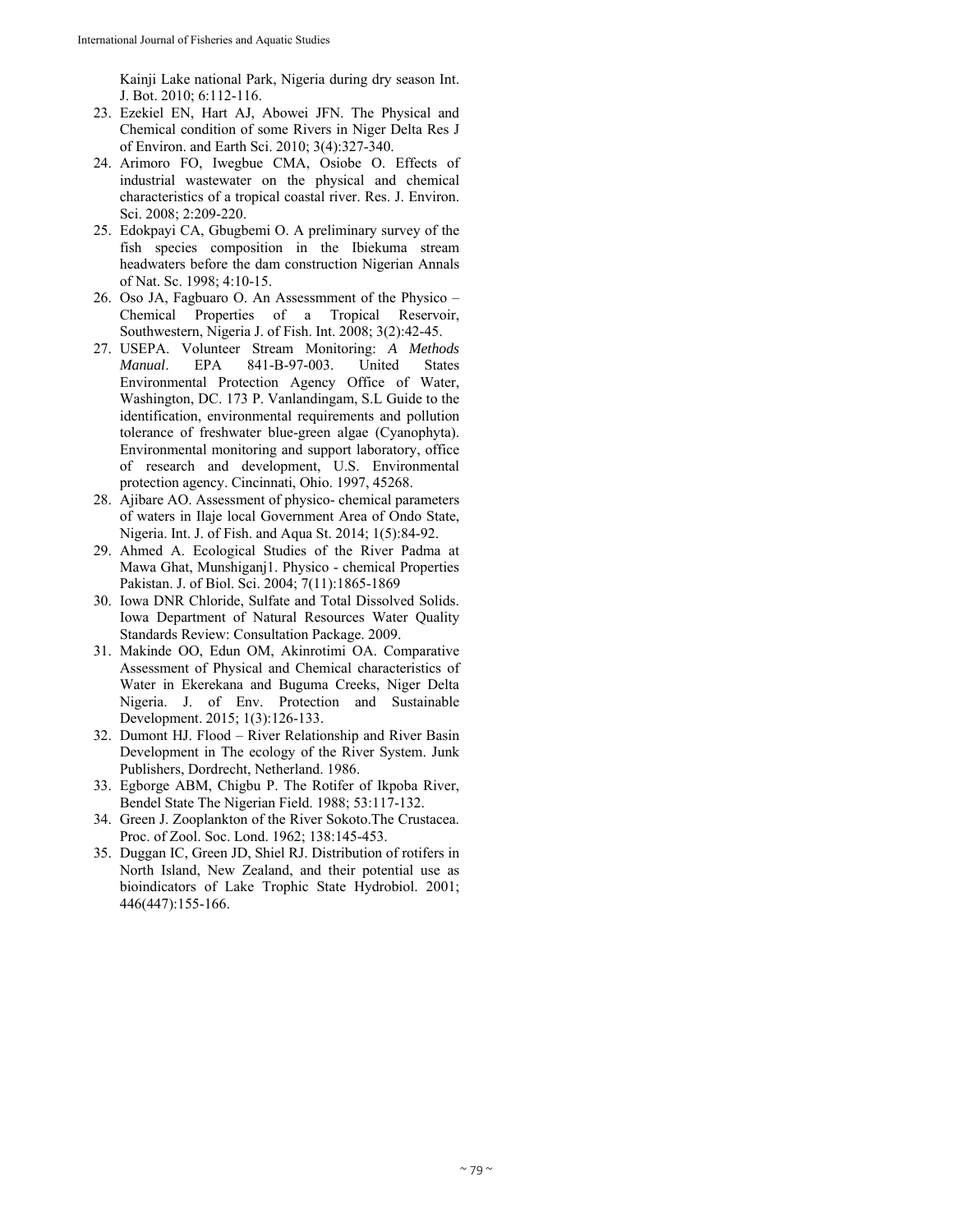Kainji Lake national Park, Nigeria during dry season Int. J. Bot. 2010; 6:112-116.

23. Ezekiel EN, Hart AJ, Abowei JFN. The Physical and Chemical condition of some Rivers in Niger Delta Res J of Environ. and Earth Sci. 2010; 3(4):327-340.
24. Arimoro FO, Iwegbue CMA, Osiobe O. Effects of industrial wastewater on the physical and chemical characteristics of a tropical coastal river. Res. J. Environ. Sci. 2008; 2:209-220.
25. Edokpayi CA, Gbugbemi O. A preliminary survey of the fish species composition in the Ibiekuma stream headwaters before the dam construction Nigerian Annals of Nat. Sc. 1998; 4:10-15.
26. Oso JA, Fagbuaro O. An Assessmment of the Physico – Chemical Properties of a Tropical Reservoir, Southwestern, Nigeria J. of Fish. Int. 2008; 3(2):42-45.
27. USEPA. Volunteer Stream Monitoring: *A Methods Manual*. EPA 841-B-97-003. United States Environmental Protection Agency Office of Water, Washington, DC. 173 P. Vanlandingam, S.L Guide to the identification, environmental requirements and pollution tolerance of freshwater blue-green algae (Cyanophyta). Environmental monitoring and support laboratory, office of research and development, U.S. Environmental protection agency. Cincinnati, Ohio. 1997, 45268.
28. Ajibare AO. Assessment of physico- chemical parameters of waters in Ilaje local Government Area of Ondo State, Nigeria. Int. J. of Fish. and Aqua St. 2014; 1(5):84-92.
29. Ahmed A. Ecological Studies of the River Padma at Mawa Ghat, Munshiganj1. Physico - chemical Properties Pakistan. J. of Biol. Sci. 2004; 7(11):1865-1869
30. Iowa DNR Chloride, Sulfate and Total Dissolved Solids. Iowa Department of Natural Resources Water Quality Standards Review: Consultation Package. 2009.
31. Makinde OO, Edun OM, Akinrotimi OA. Comparative Assessment of Physical and Chemical characteristics of Water in Ekerekana and Buguma Creeks, Niger Delta Nigeria. J. of Env. Protection and Sustainable Development. 2015; 1(3):126-133.
32. Dumont HJ. Flood – River Relationship and River Basin Development in The ecology of the River System. Junk Publishers, Dordrecht, Netherland. 1986.
33. Egborge ABM, Chigbu P. The Rotifer of Ikpoba River, Bendel State The Nigerian Field. 1988; 53:117-132.
34. Green J. Zooplankton of the River Sokoto.The Crustacea. Proc. of Zool. Soc. Lond. 1962; 138:145-453.
35. Duggan IC, Green JD, Shiel RJ. Distribution of rotifers in North Island, New Zealand, and their potential use as bioindicators of Lake Trophic State Hydrobiol. 2001; 446(447):155-166.